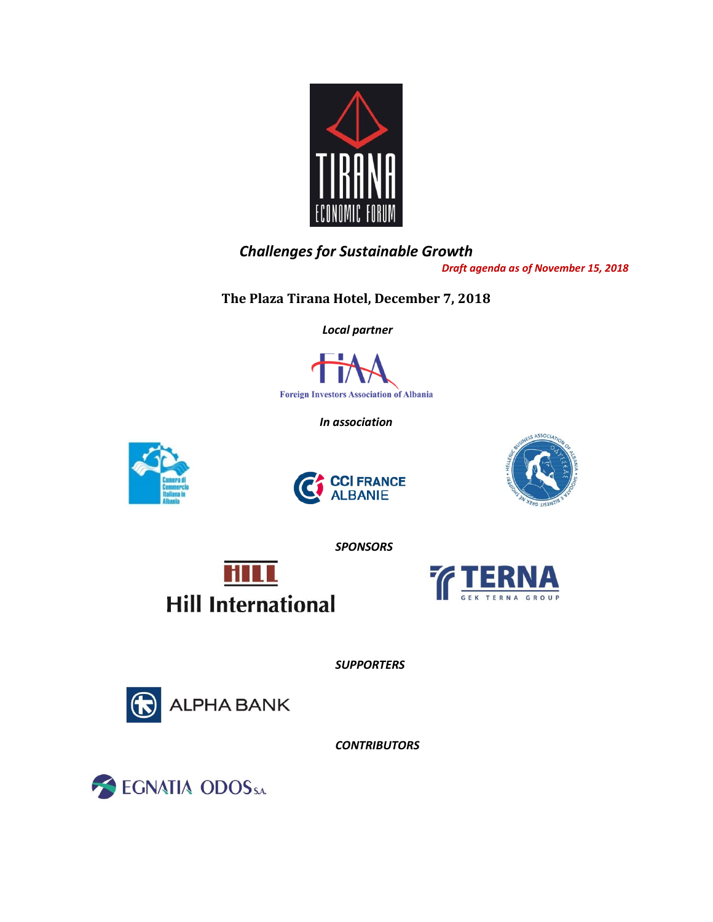# TIRANA ECONOMIC FORUM

## *Challenges for Sustainable Growth*

*Draft agenda as of November 15, 2018*

**The Plaza Tirana Hotel, December 7, 2018**

***Local partner***

FIAA
Foreign Investors Association of Albania

***In association***

Camera di Commercio Italiana in Albania

CCI FRANCE ALBANIE

Hellenic Business Association of Albania

***SPONSORS***

HILL
Hill International

TERNA
GEK TERNA GROUP

***SUPPORTERS***

ALPHA BANK

***CONTRIBUTORS***

EGNATIA ODOS S.A.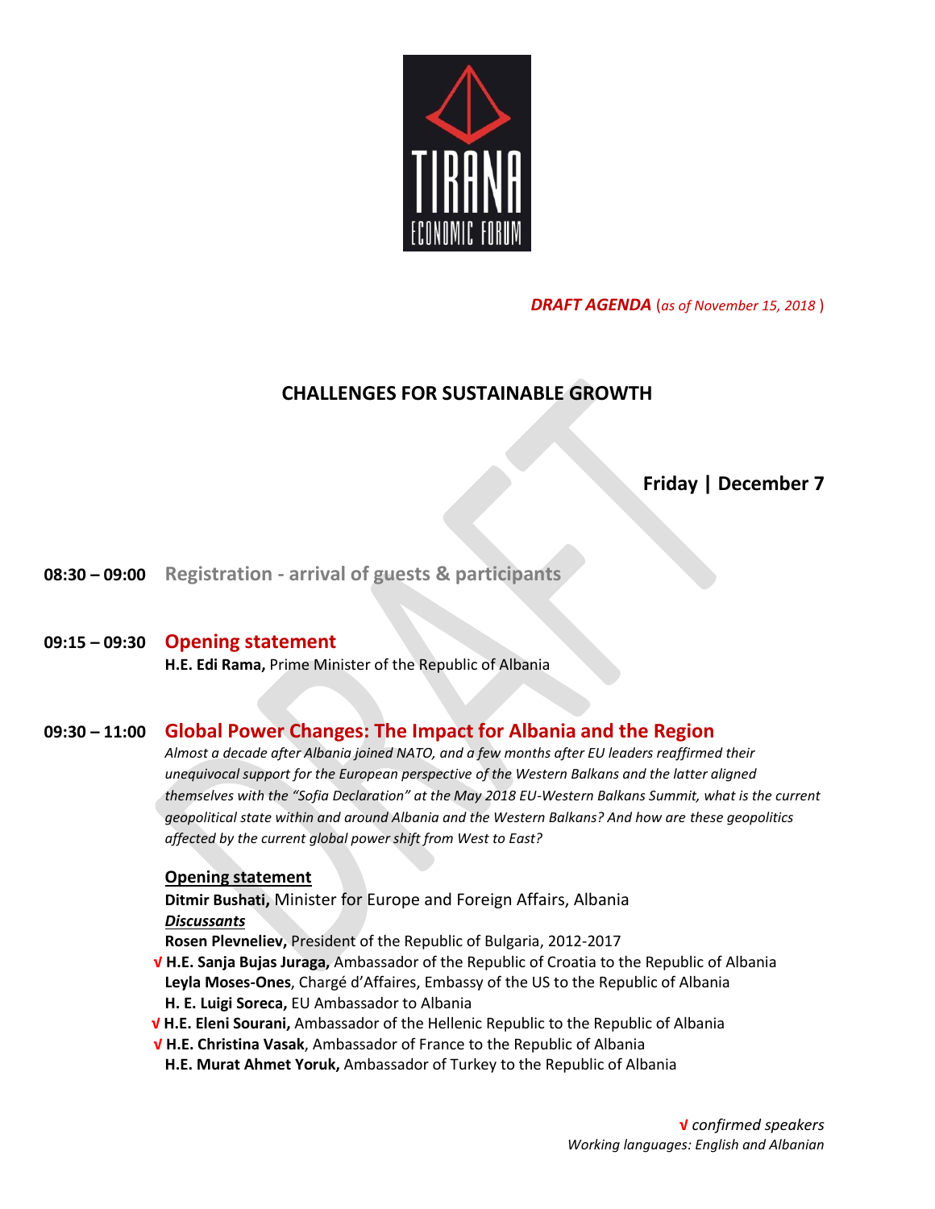*DRAFT AGENDA* (*as of November 15, 2018* )

# CHALLENGES FOR SUSTAINABLE GROWTH

## Friday | December 7

**08:30 – 09:00** Registration - arrival of guests & participants

**09:15 – 09:30** **Opening statement**

**H.E. Edi Rama,** Prime Minister of the Republic of Albania

**09:30 – 11:00** **Global Power Changes: The Impact for Albania and the Region**

*Almost a decade after Albania joined NATO, and a few months after EU leaders reaffirmed their unequivocal support for the European perspective of the Western Balkans and the latter aligned themselves with the "Sofia Declaration" at the May 2018 EU-Western Balkans Summit, what is the current geopolitical state within and around Albania and the Western Balkans? And how are these geopolitics affected by the current global power shift from West to East?*

**Opening statement**

**Ditmir Bushati,** Minister for Europe and Foreign Affairs, Albania

***Discussants***

**Rosen Plevneliev,** President of the Republic of Bulgaria, 2012-2017

√ **H.E. Sanja Bujas Juraga,** Ambassador of the Republic of Croatia to the Republic of Albania

**Leyla Moses-Ones**, Chargé d'Affaires, Embassy of the US to the Republic of Albania

**H. E. Luigi Soreca,** EU Ambassador to Albania

√ **H.E. Eleni Sourani,** Ambassador of the Hellenic Republic to the Republic of Albania

√ **H.E. Christina Vasak**, Ambassador of France to the Republic of Albania

**H.E. Murat Ahmet Yoruk,** Ambassador of Turkey to the Republic of Albania

√ *confirmed speakers*

*Working languages: English and Albanian*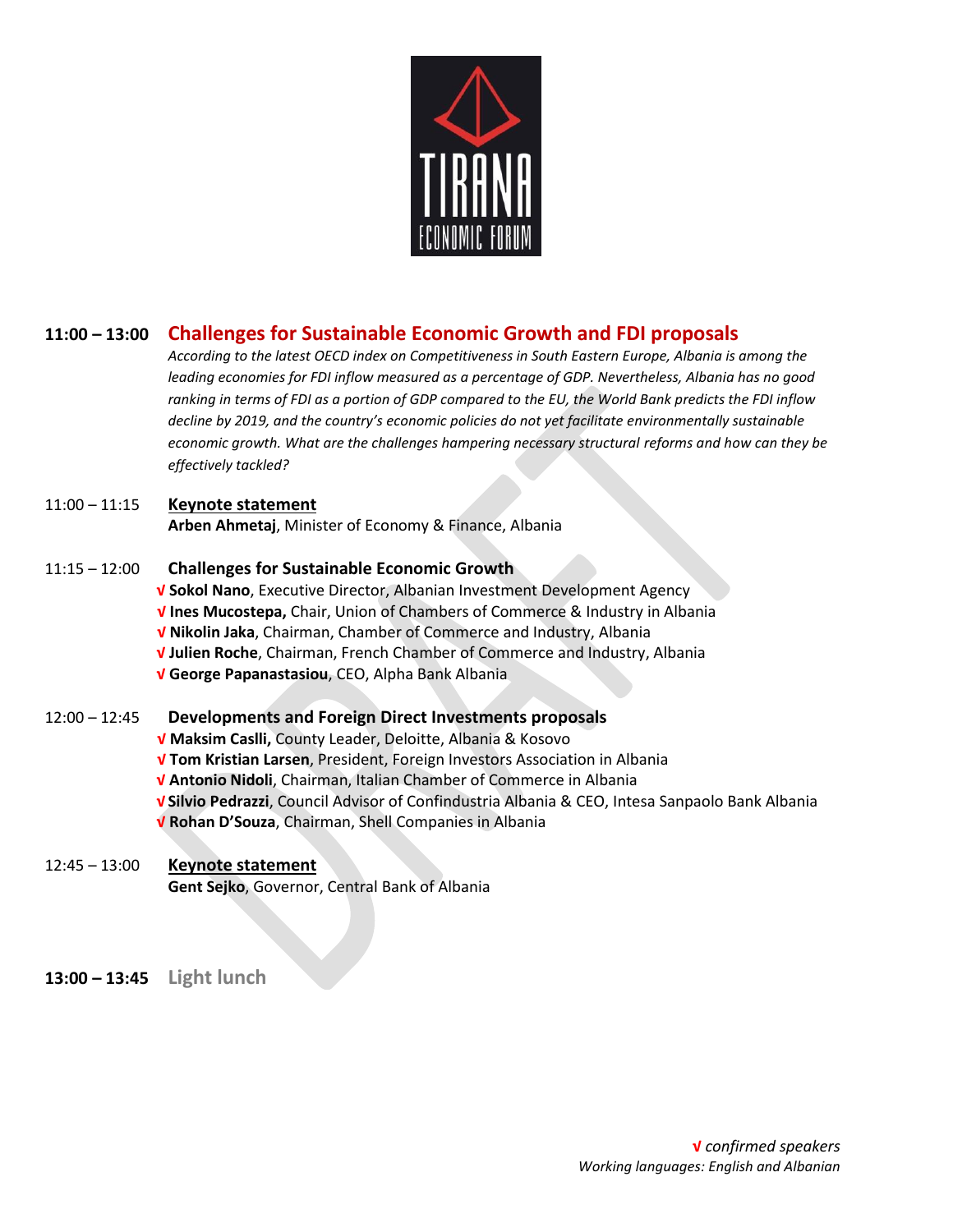**11:00 – 13:00 Challenges for Sustainable Economic Growth and FDI proposals**

*According to the latest OECD index on Competitiveness in South Eastern Europe, Albania is among the leading economies for FDI inflow measured as a percentage of GDP. Nevertheless, Albania has no good ranking in terms of FDI as a portion of GDP compared to the EU, the World Bank predicts the FDI inflow decline by 2019, and the country's economic policies do not yet facilitate environmentally sustainable economic growth. What are the challenges hampering necessary structural reforms and how can they be effectively tackled?*

11:00 – 11:15 **Keynote statement**

**Arben Ahmetaj**, Minister of Economy & Finance, Albania

11:15 – 12:00 **Challenges for Sustainable Economic Growth**

- √ **Sokol Nano**, Executive Director, Albanian Investment Development Agency
- √ **Ines Mucostepa,** Chair, Union of Chambers of Commerce & Industry in Albania
- √ **Nikolin Jaka**, Chairman, Chamber of Commerce and Industry, Albania
- √ **Julien Roche**, Chairman, French Chamber of Commerce and Industry, Albania
- √ **George Papanastasiou**, CEO, Alpha Bank Albania

12:00 – 12:45 **Developments and Foreign Direct Investments proposals**

- √ **Maksim Caslli,** County Leader, Deloitte, Albania & Kosovo
- √ **Tom Kristian Larsen**, President, Foreign Investors Association in Albania
- √ **Antonio Nidoli**, Chairman, Italian Chamber of Commerce in Albania
- √ **Silvio Pedrazzi**, Council Advisor of Confindustria Albania & CEO, Intesa Sanpaolo Bank Albania
- √ **Rohan D'Souza**, Chairman, Shell Companies in Albania

12:45 – 13:00 **Keynote statement**

**Gent Sejko**, Governor, Central Bank of Albania

**13:00 – 13:45 Light lunch**

√ *confirmed speakers*

*Working languages: English and Albanian*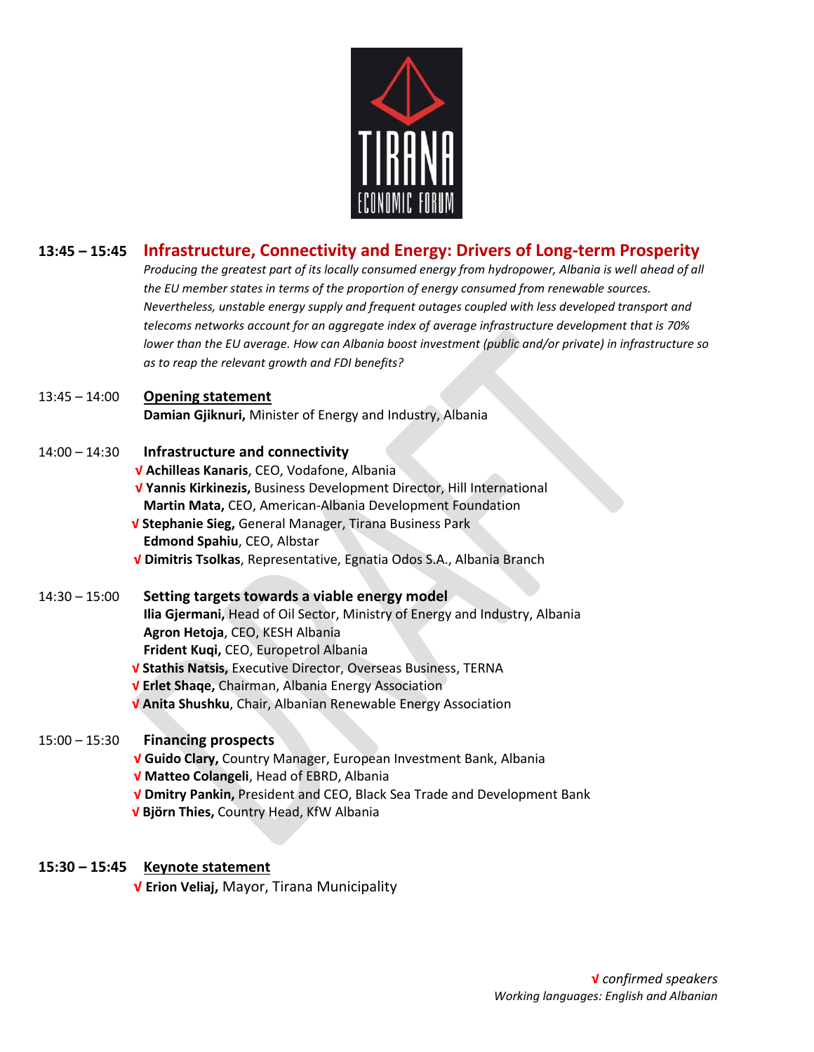## 13:45 – 15:45 Infrastructure, Connectivity and Energy: Drivers of Long-term Prosperity

*Producing the greatest part of its locally consumed energy from hydropower, Albania is well ahead of all the EU member states in terms of the proportion of energy consumed from renewable sources. Nevertheless, unstable energy supply and frequent outages coupled with less developed transport and telecoms networks account for an aggregate index of average infrastructure development that is 70% lower than the EU average. How can Albania boost investment (public and/or private) in infrastructure so as to reap the relevant growth and FDI benefits?*

13:45 – 14:00 **Opening statement**

**Damian Gjiknuri,** Minister of Energy and Industry, Albania

14:00 – 14:30 **Infrastructure and connectivity**

√ **Achilleas Kanaris**, CEO, Vodafone, Albania
√ **Yannis Kirkinezis,** Business Development Director, Hill International
**Martin Mata,** CEO, American-Albania Development Foundation
√ **Stephanie Sieg,** General Manager, Tirana Business Park
**Edmond Spahiu**, CEO, Albstar
√ **Dimitris Tsolkas**, Representative, Egnatia Odos S.A., Albania Branch

14:30 – 15:00 **Setting targets towards a viable energy model**

**Ilia Gjermani,** Head of Oil Sector, Ministry of Energy and Industry, Albania
**Agron Hetoja**, CEO, KESH Albania
**Frident Kuqi,** CEO, Europetrol Albania
√ **Stathis Natsis,** Executive Director, Overseas Business, TERNA
√ **Erlet Shaqe,** Chairman, Albania Energy Association
√ **Anita Shushku**, Chair, Albanian Renewable Energy Association

15:00 – 15:30 **Financing prospects**

√ **Guido Clary,** Country Manager, European Investment Bank, Albania
√ **Matteo Colangeli**, Head of EBRD, Albania
√ **Dmitry Pankin,** President and CEO, Black Sea Trade and Development Bank
√ **Björn Thies,** Country Head, KfW Albania

**15:30 – 15:45 Keynote statement**

√ **Erion Veliaj,** Mayor, Tirana Municipality

√ *confirmed speakers*
*Working languages: English and Albanian*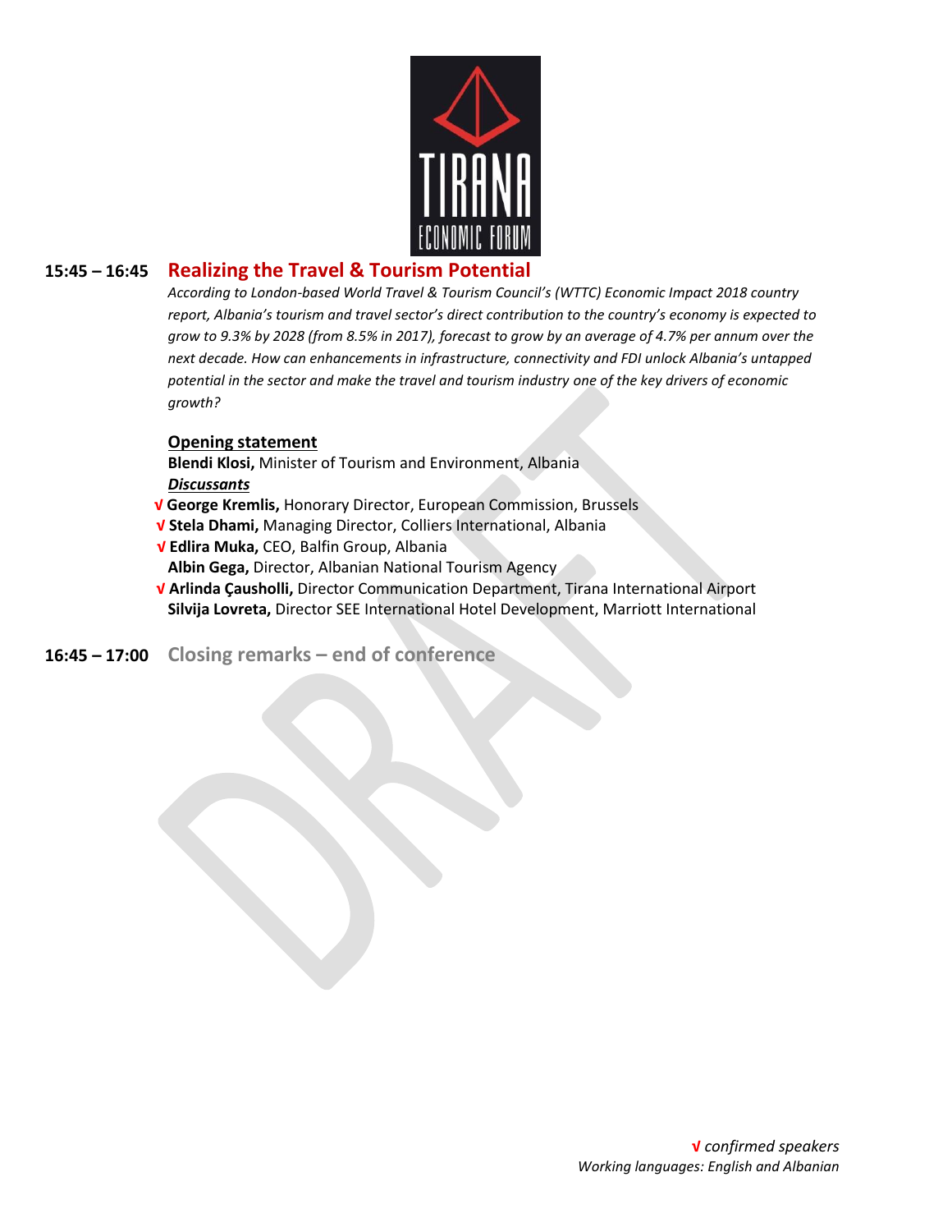## 15:45 – 16:45 Realizing the Travel & Tourism Potential

*According to London-based World Travel & Tourism Council's (WTTC) Economic Impact 2018 country report, Albania's tourism and travel sector's direct contribution to the country's economy is expected to grow to 9.3% by 2028 (from 8.5% in 2017), forecast to grow by an average of 4.7% per annum over the next decade. How can enhancements in infrastructure, connectivity and FDI unlock Albania's untapped potential in the sector and make the travel and tourism industry one of the key drivers of economic growth?*

**Opening statement**

**Blendi Klosi,** Minister of Tourism and Environment, Albania

***Discussants***

√ **George Kremlis,** Honorary Director, European Commission, Brussels
√ **Stela Dhami,** Managing Director, Colliers International, Albania
√ **Edlira Muka,** CEO, Balfin Group, Albania
**Albin Gega,** Director, Albanian National Tourism Agency
√ **Arlinda Çausholli,** Director Communication Department, Tirana International Airport
**Silvija Lovreta,** Director SEE International Hotel Development, Marriott International

## 16:45 – 17:00 Closing remarks – end of conference

√ *confirmed speakers*
*Working languages: English and Albanian*